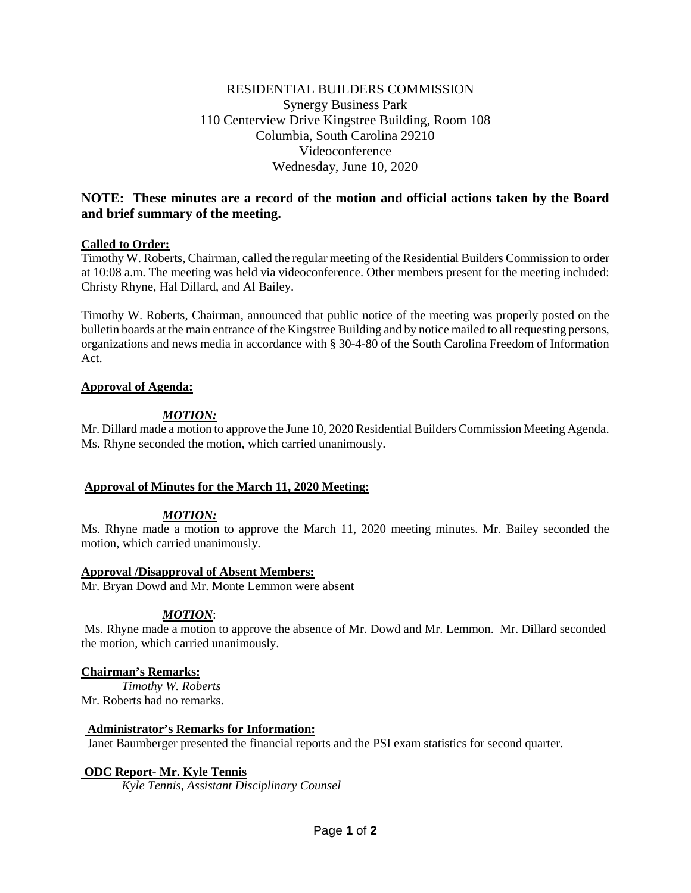RESIDENTIAL BUILDERS COMMISSION
Synergy Business Park
110 Centerview Drive Kingstree Building, Room 108
Columbia, South Carolina 29210
Videoconference
Wednesday, June 10, 2020

**NOTE: These minutes are a record of the motion and official actions taken by the Board and brief summary of the meeting.**

**Called to Order:**

Timothy W. Roberts, Chairman, called the regular meeting of the Residential Builders Commission to order at 10:08 a.m. The meeting was held via videoconference. Other members present for the meeting included: Christy Rhyne, Hal Dillard, and Al Bailey.

Timothy W. Roberts, Chairman, announced that public notice of the meeting was properly posted on the bulletin boards at the main entrance of the Kingstree Building and by notice mailed to all requesting persons, organizations and news media in accordance with § 30-4-80 of the South Carolina Freedom of Information Act.

**Approval of Agenda:**

***MOTION:***

Mr. Dillard made a motion to approve the June 10, 2020 Residential Builders Commission Meeting Agenda. Ms. Rhyne seconded the motion, which carried unanimously.

**Approval of Minutes for the March 11, 2020 Meeting:**

***MOTION:***

Ms. Rhyne made a motion to approve the March 11, 2020 meeting minutes. Mr. Bailey seconded the motion, which carried unanimously.

**Approval /Disapproval of Absent Members:**

Mr. Bryan Dowd and Mr. Monte Lemmon were absent

***MOTION***:

Ms. Rhyne made a motion to approve the absence of Mr. Dowd and Mr. Lemmon. Mr. Dillard seconded the motion, which carried unanimously.

**Chairman's Remarks:**

*Timothy W. Roberts*

Mr. Roberts had no remarks.

**Administrator's Remarks for Information:**

Janet Baumberger presented the financial reports and the PSI exam statistics for second quarter.

**ODC Report- Mr. Kyle Tennis**

*Kyle Tennis, Assistant Disciplinary Counsel*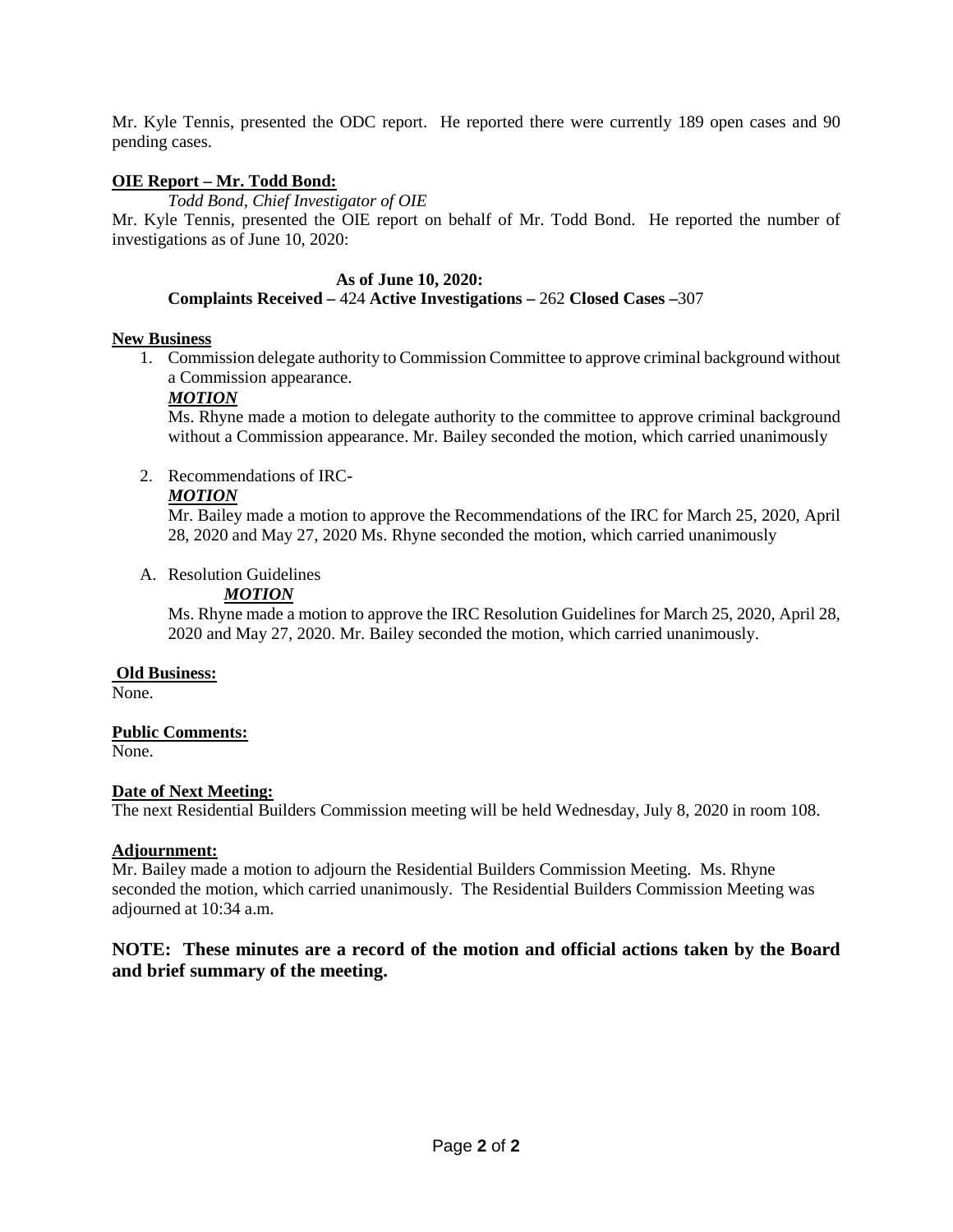Mr. Kyle Tennis, presented the ODC report. He reported there were currently 189 open cases and 90 pending cases.

**OIE Report – Mr. Todd Bond:**

*Todd Bond, Chief Investigator of OIE*

Mr. Kyle Tennis, presented the OIE report on behalf of Mr. Todd Bond. He reported the number of investigations as of June 10, 2020:

**As of June 10, 2020:**

**Complaints Received –** 424 **Active Investigations –** 262 **Closed Cases –**307

**New Business**

1. Commission delegate authority to Commission Committee to approve criminal background without a Commission appearance.

   ***MOTION***

   Ms. Rhyne made a motion to delegate authority to the committee to approve criminal background without a Commission appearance. Mr. Bailey seconded the motion, which carried unanimously

2. Recommendations of IRC-

   ***MOTION***

   Mr. Bailey made a motion to approve the Recommendations of the IRC for March 25, 2020, April 28, 2020 and May 27, 2020 Ms. Rhyne seconded the motion, which carried unanimously

A. Resolution Guidelines

   ***MOTION***

   Ms. Rhyne made a motion to approve the IRC Resolution Guidelines for March 25, 2020, April 28, 2020 and May 27, 2020. Mr. Bailey seconded the motion, which carried unanimously.

**Old Business:**

None.

**Public Comments:**

None.

**Date of Next Meeting:**

The next Residential Builders Commission meeting will be held Wednesday, July 8, 2020 in room 108.

**Adjournment:**

Mr. Bailey made a motion to adjourn the Residential Builders Commission Meeting. Ms. Rhyne seconded the motion, which carried unanimously. The Residential Builders Commission Meeting was adjourned at 10:34 a.m.

**NOTE: These minutes are a record of the motion and official actions taken by the Board and brief summary of the meeting.**